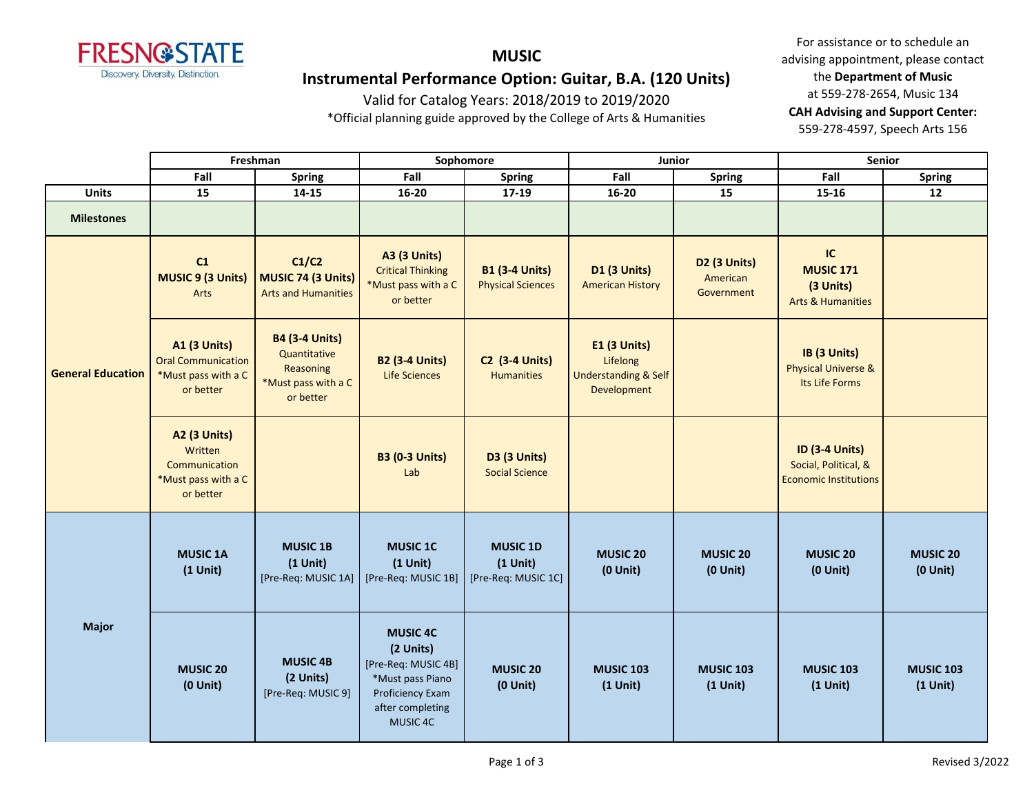# MUSIC

## Instrumental Performance Option: Guitar, B.A. (120 Units)

Valid for Catalog Years: 2018/2019 to 2019/2020

*Official planning guide approved by the College of Arts & Humanities

For assistance or to schedule an advising appointment, please contact the **Department of Music** at 559-278-2654, Music 134

**CAH Advising and Support Center:** 559-278-4597, Speech Arts 156

| | Freshman | | Sophomore | | Junior | | Senior | |
|---|---|---|---|---|---|---|---|---|
| | Fall | Spring | Fall | Spring | Fall | Spring | Fall | Spring |
| **Units** | 15 | 14-15 | 16-20 | 17-19 | 16-20 | 15 | 15-16 | 12 |
| **Milestones** | | | | | | | | |
| **General Education** | **C1 MUSIC 9 (3 Units)** Arts | **C1/C2 MUSIC 74 (3 Units)** Arts and Humanities | **A3 (3 Units)** Critical Thinking *Must pass with a C or better | **B1 (3-4 Units)** Physical Sciences | **D1 (3 Units)** American History | **D2 (3 Units)** American Government | **IC MUSIC 171 (3 Units)** Arts & Humanities | |
| | **A1 (3 Units)** Oral Communication *Must pass with a C or better | **B4 (3-4 Units)** Quantitative Reasoning *Must pass with a C or better | **B2 (3-4 Units)** Life Sciences | **C2 (3-4 Units)** Humanities | **E1 (3 Units)** Lifelong Understanding & Self Development | | **IB (3 Units)** Physical Universe & Its Life Forms | |
| | **A2 (3 Units)** Written Communication *Must pass with a C or better | | **B3 (0-3 Units)** Lab | **D3 (3 Units)** Social Science | | | **ID (3-4 Units)** Social, Political, & Economic Institutions | |
| **Major** | **MUSIC 1A (1 Unit)** | **MUSIC 1B (1 Unit)** [Pre-Req: MUSIC 1A] | **MUSIC 1C (1 Unit)** [Pre-Req: MUSIC 1B] | **MUSIC 1D (1 Unit)** [Pre-Req: MUSIC 1C] | **MUSIC 20 (0 Unit)** | **MUSIC 20 (0 Unit)** | **MUSIC 20 (0 Unit)** | **MUSIC 20 (0 Unit)** |
| | **MUSIC 20 (0 Unit)** | **MUSIC 4B (2 Units)** [Pre-Req: MUSIC 9] | **MUSIC 4C (2 Units)** [Pre-Req: MUSIC 4B] *Must pass Piano Proficiency Exam after completing MUSIC 4C | **MUSIC 20 (0 Unit)** | **MUSIC 103 (1 Unit)** | **MUSIC 103 (1 Unit)** | **MUSIC 103 (1 Unit)** | **MUSIC 103 (1 Unit)** |

Revised 3/2022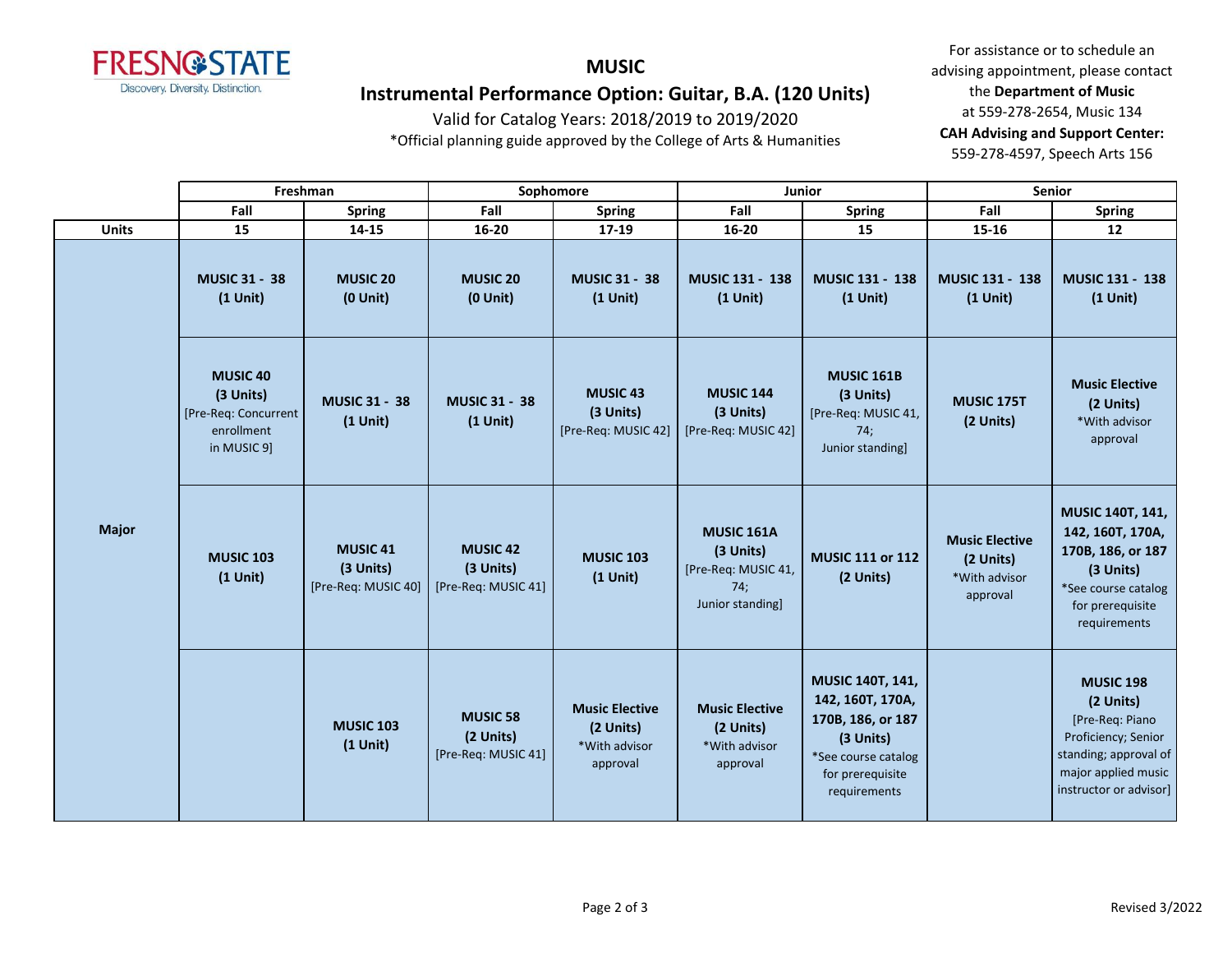# MUSIC

## Instrumental Performance Option: Guitar, B.A. (120 Units)

Valid for Catalog Years: 2018/2019 to 2019/2020

*Official planning guide approved by the College of Arts & Humanities

For assistance or to schedule an advising appointment, please contact the **Department of Music** at 559-278-2654, Music 134

**CAH Advising and Support Center:** 559-278-4597, Speech Arts 156

| | Freshman | | Sophomore | | Junior | | Senior | |
|---|---|---|---|---|---|---|---|---|
| | Fall | Spring | Fall | Spring | Fall | Spring | Fall | Spring |
| **Units** | 15 | 14-15 | 16-20 | 17-19 | 16-20 | 15 | 15-16 | 12 |
| **Major** | **MUSIC 31 - 38 (1 Unit)** | **MUSIC 20 (0 Unit)** | **MUSIC 20 (0 Unit)** | **MUSIC 31 - 38 (1 Unit)** | **MUSIC 131 - 138 (1 Unit)** | **MUSIC 131 - 138 (1 Unit)** | **MUSIC 131 - 138 (1 Unit)** | **MUSIC 131 - 138 (1 Unit)** |
| | **MUSIC 40 (3 Units)** [Pre-Req: Concurrent enrollment in MUSIC 9] | **MUSIC 31 - 38 (1 Unit)** | **MUSIC 31 - 38 (1 Unit)** | **MUSIC 43 (3 Units)** [Pre-Req: MUSIC 42] | **MUSIC 144 (3 Units)** [Pre-Req: MUSIC 42] | **MUSIC 161B (3 Units)** [Pre-Req: MUSIC 41, 74; Junior standing] | **MUSIC 175T (2 Units)** | **Music Elective (2 Units)** *With advisor approval |
| | **MUSIC 103 (1 Unit)** | **MUSIC 41 (3 Units)** [Pre-Req: MUSIC 40] | **MUSIC 42 (3 Units)** [Pre-Req: MUSIC 41] | **MUSIC 103 (1 Unit)** | **MUSIC 161A (3 Units)** [Pre-Req: MUSIC 41, 74; Junior standing] | **MUSIC 111 or 112 (2 Units)** | **Music Elective (2 Units)** *With advisor approval | **MUSIC 140T, 141, 142, 160T, 170A, 170B, 186, or 187 (3 Units)** *See course catalog for prerequisite requirements |
| | | **MUSIC 103 (1 Unit)** | **MUSIC 58 (2 Units)** [Pre-Req: MUSIC 41] | **Music Elective (2 Units)** *With advisor approval | **Music Elective (2 Units)** *With advisor approval | **MUSIC 140T, 141, 142, 160T, 170A, 170B, 186, or 187 (3 Units)** *See course catalog for prerequisite requirements | | **MUSIC 198 (2 Units)** [Pre-Req: Piano Proficiency; Senior standing; approval of major applied music instructor or advisor] |

Revised 3/2022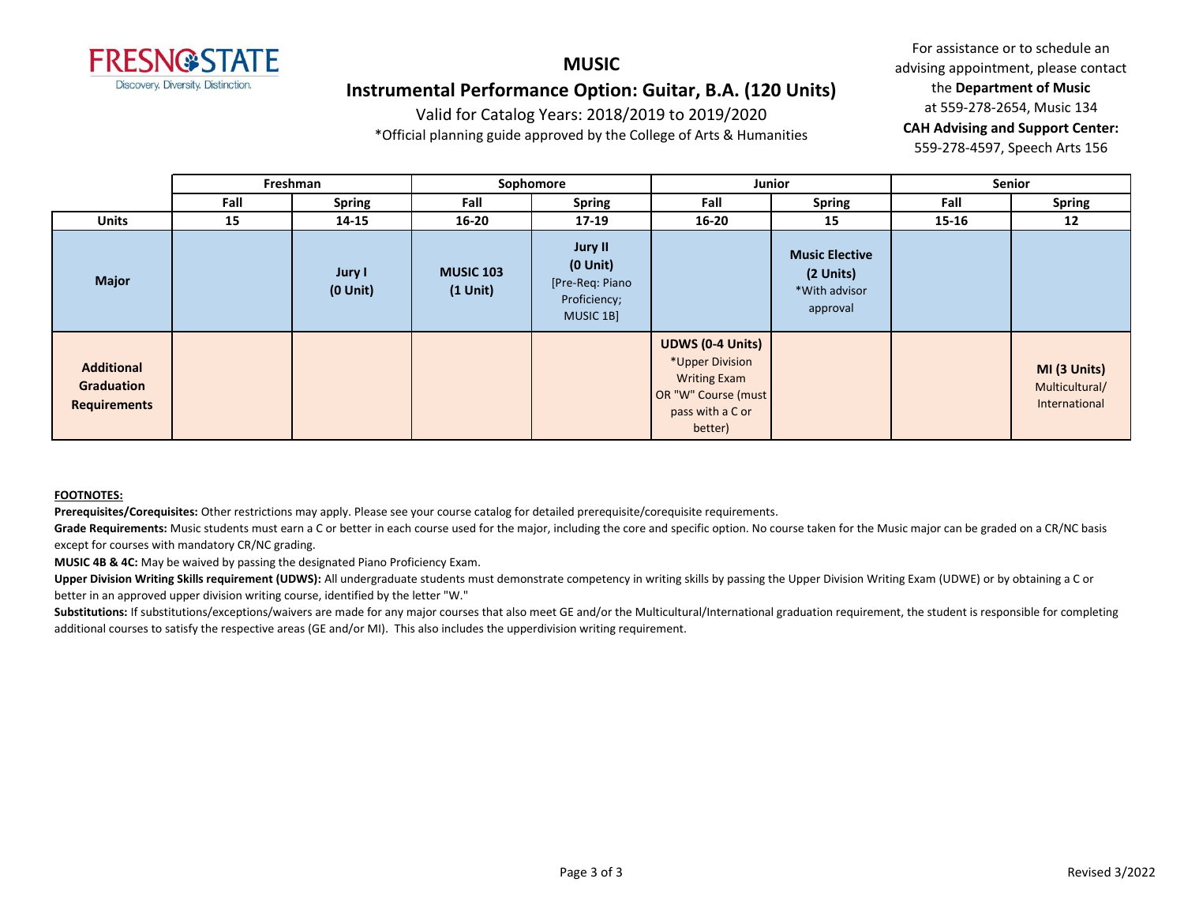**MUSIC**

**Instrumental Performance Option: Guitar, B.A. (120 Units)**

Valid for Catalog Years: 2018/2019 to 2019/2020

*Official planning guide approved by the College of Arts & Humanities

For assistance or to schedule an advising appointment, please contact the **Department of Music** at 559-278-2654, Music 134
**CAH Advising and Support Center:** 559-278-4597, Speech Arts 156

| | Freshman | | Sophomore | | Junior | | Senior | |
|---|---|---|---|---|---|---|---|---|
| | Fall | Spring | Fall | Spring | Fall | Spring | Fall | Spring |
| **Units** | 15 | 14-15 | 16-20 | 17-19 | 16-20 | 15 | 15-16 | 12 |
| **Major** | | **Jury I (0 Unit)** | **MUSIC 103 (1 Unit)** | **Jury II (0 Unit)** [Pre-Req: Piano Proficiency; MUSIC 1B] | | **Music Elective (2 Units)** *With advisor approval | | |
| **Additional Graduation Requirements** | | | | | **UDWS (0-4 Units)** *Upper Division Writing Exam OR "W" Course (must pass with a C or better) | | | **MI (3 Units)** Multicultural/ International |

**FOOTNOTES:**

**Prerequisites/Corequisites:** Other restrictions may apply. Please see your course catalog for detailed prerequisite/corequisite requirements.

**Grade Requirements:** Music students must earn a C or better in each course used for the major, including the core and specific option. No course taken for the Music major can be graded on a CR/NC basis except for courses with mandatory CR/NC grading.

**MUSIC 4B & 4C:** May be waived by passing the designated Piano Proficiency Exam.

**Upper Division Writing Skills requirement (UDWS):** All undergraduate students must demonstrate competency in writing skills by passing the Upper Division Writing Exam (UDWE) or by obtaining a C or better in an approved upper division writing course, identified by the letter "W."

**Substitutions:** If substitutions/exceptions/waivers are made for any major courses that also meet GE and/or the Multicultural/International graduation requirement, the student is responsible for completing additional courses to satisfy the respective areas (GE and/or MI). This also includes the upperdivision writing requirement.

Revised 3/2022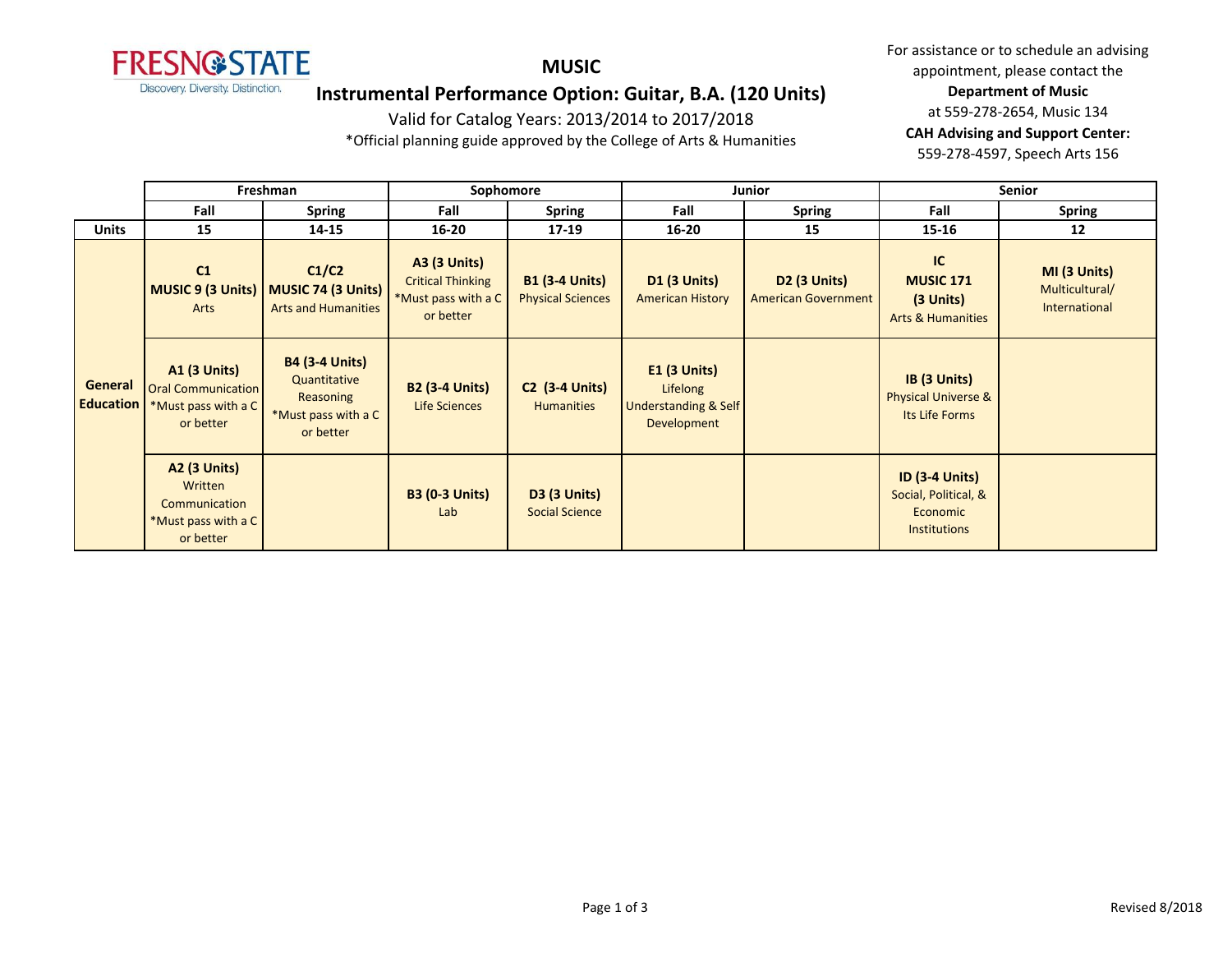# MUSIC

## Instrumental Performance Option: Guitar, B.A. (120 Units)

Valid for Catalog Years: 2013/2014 to 2017/2018

*Official planning guide approved by the College of Arts & Humanities

For assistance or to schedule an advising appointment, please contact the **Department of Music** at 559-278-2654, Music 134

**CAH Advising and Support Center:** 559-278-4597, Speech Arts 156

| | Freshman | | Sophomore | | Junior | | Senior | |
|---|---|---|---|---|---|---|---|---|
| | **Fall** | **Spring** | **Fall** | **Spring** | **Fall** | **Spring** | **Fall** | **Spring** |
| **Units** | **15** | **14-15** | **16-20** | **17-19** | **16-20** | **15** | **15-16** | **12** |
| **General Education** | **C1 MUSIC 9 (3 Units)** Arts | **C1/C2 MUSIC 74 (3 Units)** Arts and Humanities | **A3 (3 Units)** Critical Thinking *Must pass with a C or better | **B1 (3-4 Units)** Physical Sciences | **D1 (3 Units)** American History | **D2 (3 Units)** American Government | **IC MUSIC 171 (3 Units)** Arts & Humanities | **MI (3 Units)** Multicultural/ International |
| | **A1 (3 Units)** Oral Communication *Must pass with a C or better | **B4 (3-4 Units)** Quantitative Reasoning *Must pass with a C or better | **B2 (3-4 Units)** Life Sciences | **C2 (3-4 Units)** Humanities | **E1 (3 Units)** Lifelong Understanding & Self Development | | **IB (3 Units)** Physical Universe & Its Life Forms | |
| | **A2 (3 Units)** Written Communication *Must pass with a C or better | | **B3 (0-3 Units)** Lab | **D3 (3 Units)** Social Science | | | **ID (3-4 Units)** Social, Political, & Economic Institutions | |

Revised 8/2018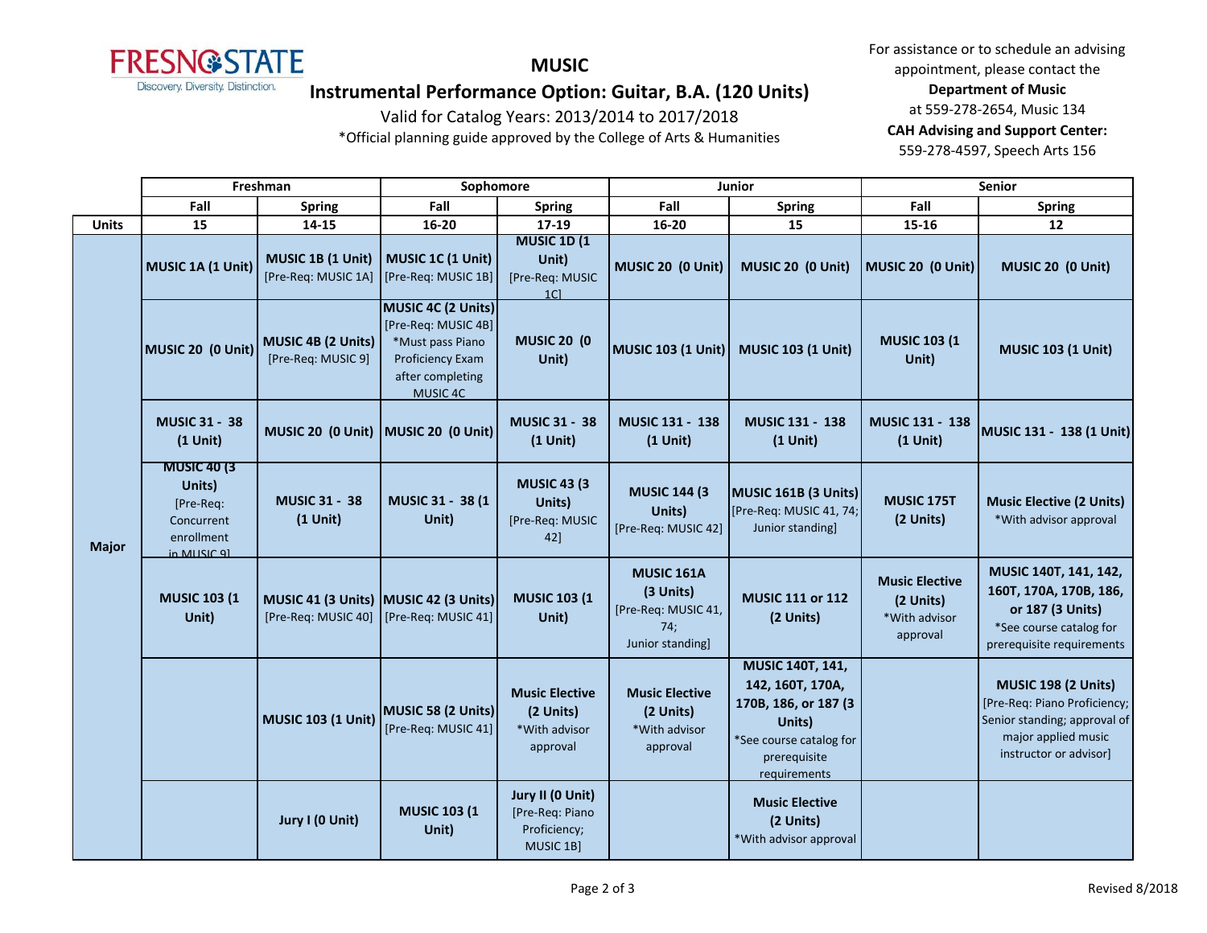# MUSIC

## Instrumental Performance Option: Guitar, B.A. (120 Units)

Valid for Catalog Years: 2013/2014 to 2017/2018

*Official planning guide approved by the College of Arts & Humanities

For assistance or to schedule an advising appointment, please contact the
**Department of Music**
at 559-278-2654, Music 134
**CAH Advising and Support Center:**
559-278-4597, Speech Arts 156

| | Freshman | | Sophomore | | Junior | | Senior | |
|---|---|---|---|---|---|---|---|---|
| | Fall | Spring | Fall | Spring | Fall | Spring | Fall | Spring |
| **Units** | 15 | 14-15 | 16-20 | 17-19 | 16-20 | 15 | 15-16 | 12 |
| **Major** | **MUSIC 1A (1 Unit)** | **MUSIC 1B (1 Unit)** [Pre-Req: MUSIC 1A] | **MUSIC 1C (1 Unit)** [Pre-Req: MUSIC 1B] | **MUSIC 1D (1 Unit)** [Pre-Req: MUSIC 1C] | **MUSIC 20 (0 Unit)** | **MUSIC 20 (0 Unit)** | **MUSIC 20 (0 Unit)** | **MUSIC 20 (0 Unit)** |
| | **MUSIC 20 (0 Unit)** | **MUSIC 4B (2 Units)** [Pre-Req: MUSIC 9] | **MUSIC 4C (2 Units)** [Pre-Req: MUSIC 4B] *Must pass Piano Proficiency Exam after completing MUSIC 4C | **MUSIC 20 (0 Unit)** | **MUSIC 103 (1 Unit)** | **MUSIC 103 (1 Unit)** | **MUSIC 103 (1 Unit)** | **MUSIC 103 (1 Unit)** |
| | **MUSIC 31 - 38 (1 Unit)** | **MUSIC 20 (0 Unit)** | **MUSIC 20 (0 Unit)** | **MUSIC 31 - 38 (1 Unit)** | **MUSIC 131 - 138 (1 Unit)** | **MUSIC 131 - 138 (1 Unit)** | **MUSIC 131 - 138 (1 Unit)** | **MUSIC 131 - 138 (1 Unit)** |
| | **MUSIC 40 (3 Units)** [Pre-Req: Concurrent enrollment in MUSIC 9] | **MUSIC 31 - 38 (1 Unit)** | **MUSIC 31 - 38 (1 Unit)** | **MUSIC 43 (3 Units)** [Pre-Req: MUSIC 42] | **MUSIC 144 (3 Units)** [Pre-Req: MUSIC 42] | **MUSIC 161B (3 Units)** [Pre-Req: MUSIC 41, 74; Junior standing] | **MUSIC 175T (2 Units)** | **Music Elective (2 Units)** *With advisor approval |
| | **MUSIC 103 (1 Unit)** | **MUSIC 41 (3 Units)** [Pre-Req: MUSIC 40] | **MUSIC 42 (3 Units)** [Pre-Req: MUSIC 41] | **MUSIC 103 (1 Unit)** | **MUSIC 161A (3 Units)** [Pre-Req: MUSIC 41, 74; Junior standing] | **MUSIC 111 or 112 (2 Units)** | **Music Elective (2 Units)** *With advisor approval | **MUSIC 140T, 141, 142, 160T, 170A, 170B, 186, or 187 (3 Units)** *See course catalog for prerequisite requirements |
| | | **MUSIC 103 (1 Unit)** | **MUSIC 58 (2 Units)** [Pre-Req: MUSIC 41] | **Music Elective (2 Units)** *With advisor approval | **Music Elective (2 Units)** *With advisor approval | **MUSIC 140T, 141, 142, 160T, 170A, 170B, 186, or 187 (3 Units)** *See course catalog for prerequisite requirements | | **MUSIC 198 (2 Units)** [Pre-Req: Piano Proficiency; Senior standing; approval of major applied music instructor or advisor] |
| | | **Jury I (0 Unit)** | **MUSIC 103 (1 Unit)** | **Jury II (0 Unit)** [Pre-Req: Piano Proficiency; MUSIC 1B] | | **Music Elective (2 Units)** *With advisor approval | | |

Revised 8/2018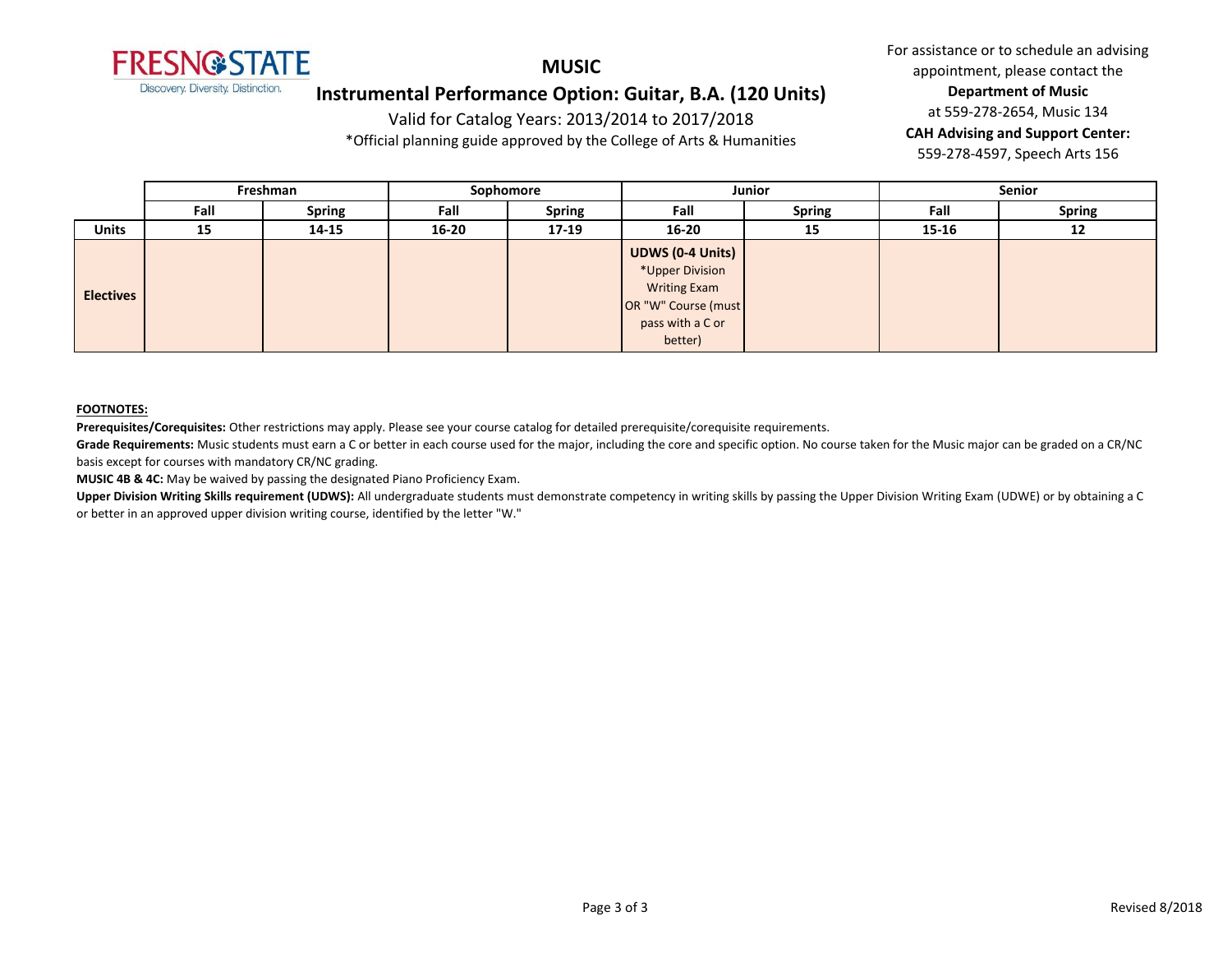# MUSIC

## Instrumental Performance Option: Guitar, B.A. (120 Units)

Valid for Catalog Years: 2013/2014 to 2017/2018

*Official planning guide approved by the College of Arts & Humanities

For assistance or to schedule an advising appointment, please contact the **Department of Music** at 559-278-2654, Music 134

**CAH Advising and Support Center:** 559-278-4597, Speech Arts 156

| | Freshman | | Sophomore | | Junior | | Senior | |
|---|---|---|---|---|---|---|---|---|
| | Fall | Spring | Fall | Spring | Fall | Spring | Fall | Spring |
| **Units** | 15 | 14-15 | 16-20 | 17-19 | 16-20 | 15 | 15-16 | 12 |
| **Electives** | | | | | **UDWS (0-4 Units)** *Upper Division Writing Exam OR "W" Course (must pass with a C or better) | | | |

**FOOTNOTES:**

**Prerequisites/Corequisites:** Other restrictions may apply. Please see your course catalog for detailed prerequisite/corequisite requirements.

**Grade Requirements:** Music students must earn a C or better in each course used for the major, including the core and specific option. No course taken for the Music major can be graded on a CR/NC basis except for courses with mandatory CR/NC grading.

**MUSIC 4B & 4C:** May be waived by passing the designated Piano Proficiency Exam.

**Upper Division Writing Skills requirement (UDWS):** All undergraduate students must demonstrate competency in writing skills by passing the Upper Division Writing Exam (UDWE) or by obtaining a C or better in an approved upper division writing course, identified by the letter "W."

Revised 8/2018